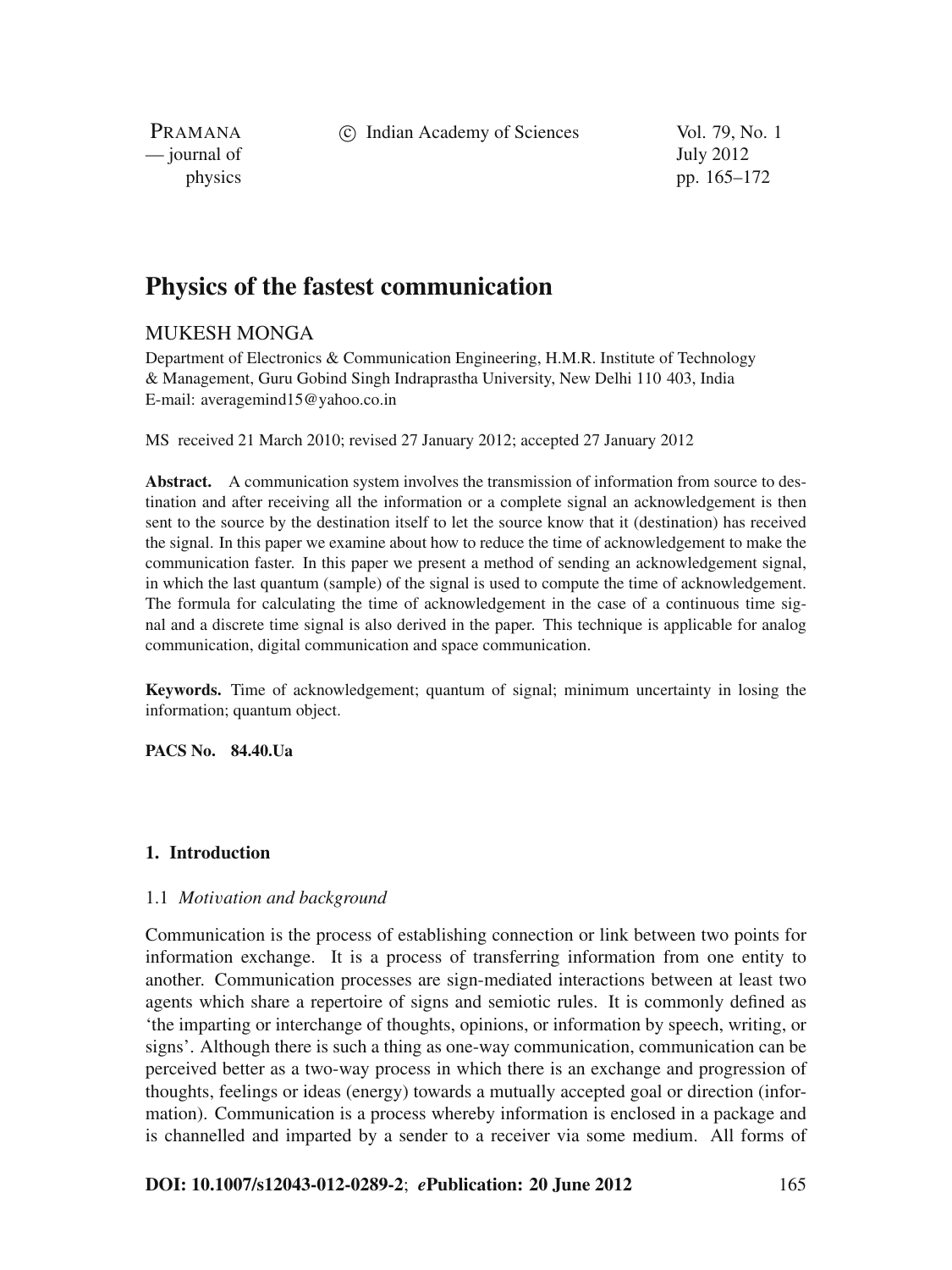# Physics of the fastest communication

MUKESH MONGA

Department of Electronics & Communication Engineering, H.M.R. Institute of Technology & Management, Guru Gobind Singh Indraprastha University, New Delhi 110 403, India
E-mail: averagemind15@yahoo.co.in

MS received 21 March 2010; revised 27 January 2012; accepted 27 January 2012

**Abstract.** A communication system involves the transmission of information from source to destination and after receiving all the information or a complete signal an acknowledgement is then sent to the source by the destination itself to let the source know that it (destination) has received the signal. In this paper we examine about how to reduce the time of acknowledgement to make the communication faster. In this paper we present a method of sending an acknowledgement signal, in which the last quantum (sample) of the signal is used to compute the time of acknowledgement. The formula for calculating the time of acknowledgement in the case of a continuous time signal and a discrete time signal is also derived in the paper. This technique is applicable for analog communication, digital communication and space communication.

**Keywords.** Time of acknowledgement; quantum of signal; minimum uncertainty in losing the information; quantum object.

**PACS No. 84.40.Ua**

## 1. Introduction

### 1.1 *Motivation and background*

Communication is the process of establishing connection or link between two points for information exchange. It is a process of transferring information from one entity to another. Communication processes are sign-mediated interactions between at least two agents which share a repertoire of signs and semiotic rules. It is commonly defined as 'the imparting or interchange of thoughts, opinions, or information by speech, writing, or signs'. Although there is such a thing as one-way communication, communication can be perceived better as a two-way process in which there is an exchange and progression of thoughts, feelings or ideas (energy) towards a mutually accepted goal or direction (information). Communication is a process whereby information is enclosed in a package and is channelled and imparted by a sender to a receiver via some medium. All forms of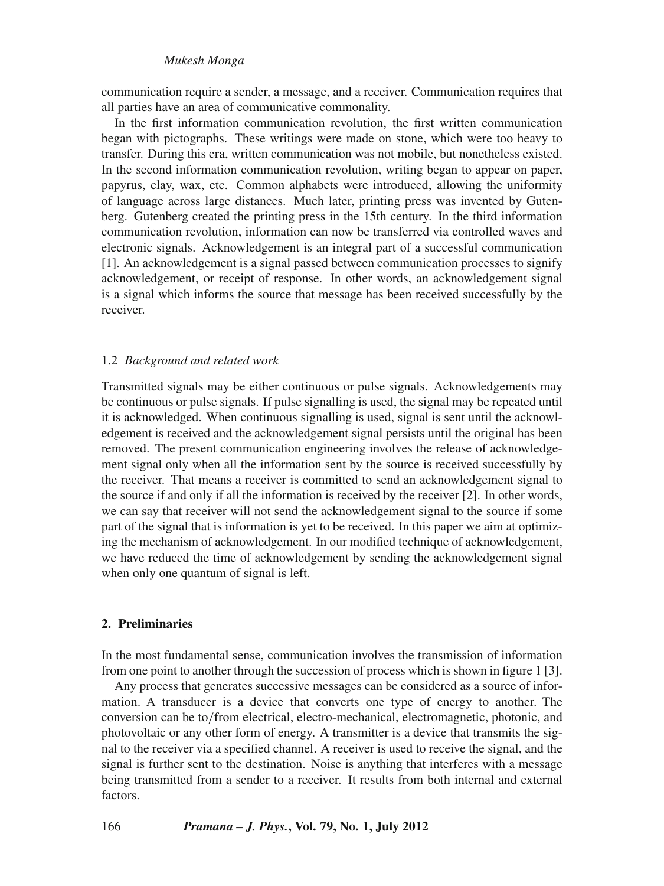communication require a sender, a message, and a receiver. Communication requires that all parties have an area of communicative commonality.

In the first information communication revolution, the first written communication began with pictographs. These writings were made on stone, which were too heavy to transfer. During this era, written communication was not mobile, but nonetheless existed. In the second information communication revolution, writing began to appear on paper, papyrus, clay, wax, etc. Common alphabets were introduced, allowing the uniformity of language across large distances. Much later, printing press was invented by Gutenberg. Gutenberg created the printing press in the 15th century. In the third information communication revolution, information can now be transferred via controlled waves and electronic signals. Acknowledgement is an integral part of a successful communication [1]. An acknowledgement is a signal passed between communication processes to signify acknowledgement, or receipt of response. In other words, an acknowledgement signal is a signal which informs the source that message has been received successfully by the receiver.

### 1.2 *Background and related work*

Transmitted signals may be either continuous or pulse signals. Acknowledgements may be continuous or pulse signals. If pulse signalling is used, the signal may be repeated until it is acknowledged. When continuous signalling is used, signal is sent until the acknowledgement is received and the acknowledgement signal persists until the original has been removed. The present communication engineering involves the release of acknowledgement signal only when all the information sent by the source is received successfully by the receiver. That means a receiver is committed to send an acknowledgement signal to the source if and only if all the information is received by the receiver [2]. In other words, we can say that receiver will not send the acknowledgement signal to the source if some part of the signal that is information is yet to be received. In this paper we aim at optimizing the mechanism of acknowledgement. In our modified technique of acknowledgement, we have reduced the time of acknowledgement by sending the acknowledgement signal when only one quantum of signal is left.

## 2. Preliminaries

In the most fundamental sense, communication involves the transmission of information from one point to another through the succession of process which is shown in figure 1 [3].

Any process that generates successive messages can be considered as a source of information. A transducer is a device that converts one type of energy to another. The conversion can be to/from electrical, electro-mechanical, electromagnetic, photonic, and photovoltaic or any other form of energy. A transmitter is a device that transmits the signal to the receiver via a specified channel. A receiver is used to receive the signal, and the signal is further sent to the destination. Noise is anything that interferes with a message being transmitted from a sender to a receiver. It results from both internal and external factors.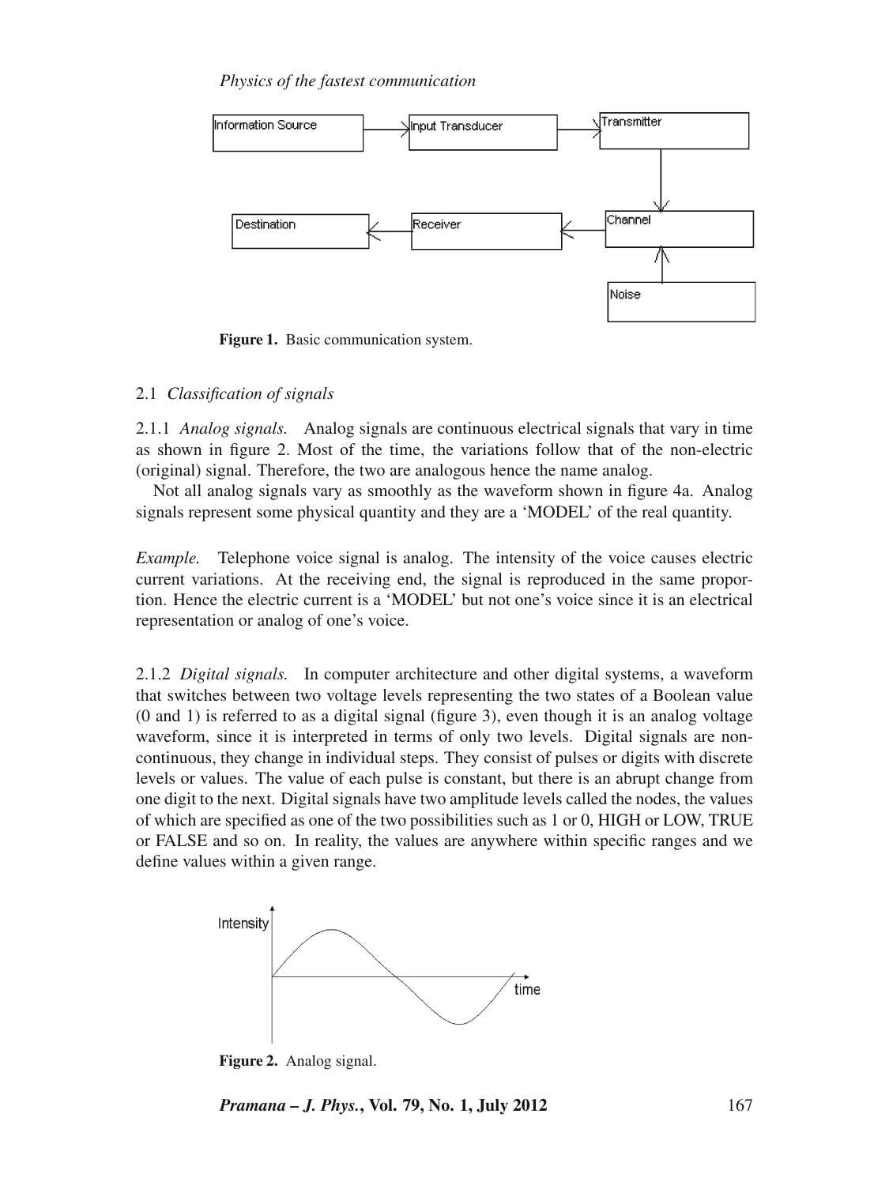Figure 1. Basic communication system.

### 2.1 *Classification of signals*

2.1.1 *Analog signals.* Analog signals are continuous electrical signals that vary in time as shown in figure 2. Most of the time, the variations follow that of the non-electric (original) signal. Therefore, the two are analogous hence the name analog.

Not all analog signals vary as smoothly as the waveform shown in figure 4a. Analog signals represent some physical quantity and they are a 'MODEL' of the real quantity.

*Example.* Telephone voice signal is analog. The intensity of the voice causes electric current variations. At the receiving end, the signal is reproduced in the same proportion. Hence the electric current is a 'MODEL' but not one's voice since it is an electrical representation or analog of one's voice.

2.1.2 *Digital signals.* In computer architecture and other digital systems, a waveform that switches between two voltage levels representing the two states of a Boolean value (0 and 1) is referred to as a digital signal (figure 3), even though it is an analog voltage waveform, since it is interpreted in terms of only two levels. Digital signals are non-continuous, they change in individual steps. They consist of pulses or digits with discrete levels or values. The value of each pulse is constant, but there is an abrupt change from one digit to the next. Digital signals have two amplitude levels called the nodes, the values of which are specified as one of the two possibilities such as 1 or 0, HIGH or LOW, TRUE or FALSE and so on. In reality, the values are anywhere within specific ranges and we define values within a given range.

Figure 2. Analog signal.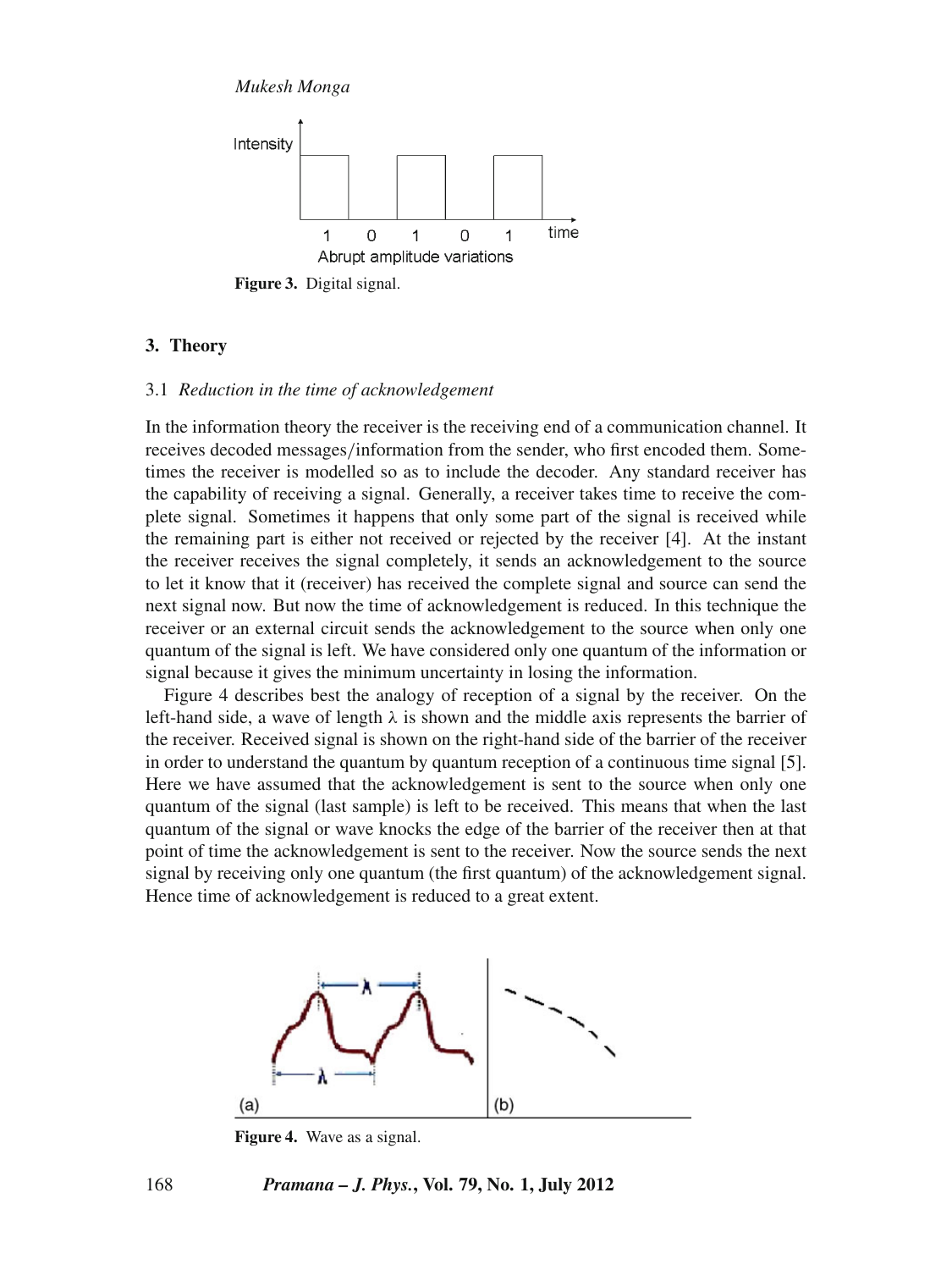Figure 3. Digital signal.

## 3. Theory

### 3.1 *Reduction in the time of acknowledgement*

In the information theory the receiver is the receiving end of a communication channel. It receives decoded messages/information from the sender, who first encoded them. Sometimes the receiver is modelled so as to include the decoder. Any standard receiver has the capability of receiving a signal. Generally, a receiver takes time to receive the complete signal. Sometimes it happens that only some part of the signal is received while the remaining part is either not received or rejected by the receiver [4]. At the instant the receiver receives the signal completely, it sends an acknowledgement to the source to let it know that it (receiver) has received the complete signal and source can send the next signal now. But now the time of acknowledgement is reduced. In this technique the receiver or an external circuit sends the acknowledgement to the source when only one quantum of the signal is left. We have considered only one quantum of the information or signal because it gives the minimum uncertainty in losing the information.

Figure 4 describes best the analogy of reception of a signal by the receiver. On the left-hand side, a wave of length $\lambda$ is shown and the middle axis represents the barrier of the receiver. Received signal is shown on the right-hand side of the barrier of the receiver in order to understand the quantum by quantum reception of a continuous time signal [5]. Here we have assumed that the acknowledgement is sent to the source when only one quantum of the signal (last sample) is left to be received. This means that when the last quantum of the signal or wave knocks the edge of the barrier of the receiver then at that point of time the acknowledgement is sent to the receiver. Now the source sends the next signal by receiving only one quantum (the first quantum) of the acknowledgement signal. Hence time of acknowledgement is reduced to a great extent.

Figure 4. Wave as a signal.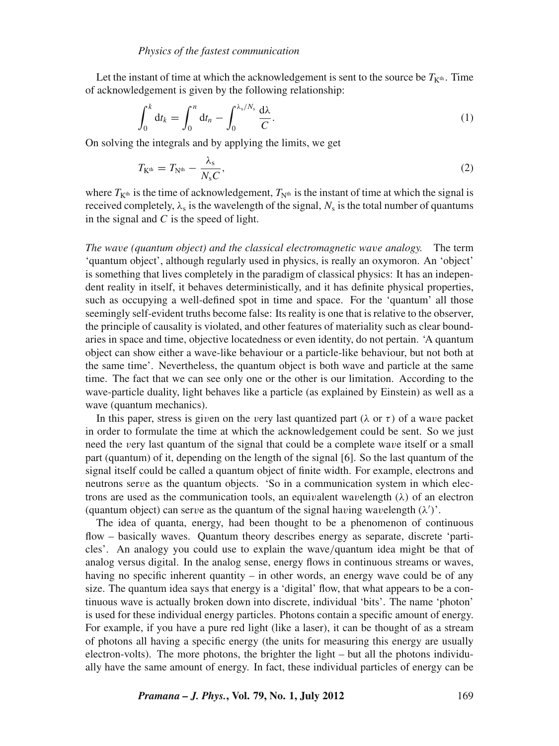Let the instant of time at which the acknowledgement is sent to the source be $T_{\mathrm{K^{th}}}$. Time of acknowledgement is given by the following relationship:

$$\int_0^k \mathrm{d}t_k = \int_0^n \mathrm{d}t_n - \int_0^{\lambda_s/N_s} \frac{\mathrm{d}\lambda}{C}. \tag{1}$$

On solving the integrals and by applying the limits, we get

$$T_{\mathrm{K^{th}}} = T_{\mathrm{N^{th}}} - \frac{\lambda_s}{N_s C}, \tag{2}$$

where $T_{\mathrm{K^{th}}}$ is the time of acknowledgement, $T_{\mathrm{N^{th}}}$ is the instant of time at which the signal is received completely, $\lambda_s$ is the wavelength of the signal, $N_s$ is the total number of quantums in the signal and $C$ is the speed of light.

*The wave (quantum object) and the classical electromagnetic wave analogy.* The term 'quantum object', although regularly used in physics, is really an oxymoron. An 'object' is something that lives completely in the paradigm of classical physics: It has an independent reality in itself, it behaves deterministically, and it has definite physical properties, such as occupying a well-defined spot in time and space. For the 'quantum' all those seemingly self-evident truths become false: Its reality is one that is relative to the observer, the principle of causality is violated, and other features of materiality such as clear boundaries in space and time, objective locatedness or even identity, do not pertain. 'A quantum object can show either a wave-like behaviour or a particle-like behaviour, but not both at the same time'. Nevertheless, the quantum object is both wave and particle at the same time. The fact that we can see only one or the other is our limitation. According to the wave-particle duality, light behaves like a particle (as explained by Einstein) as well as a wave (quantum mechanics).

In this paper, stress is given on the very last quantized part ($\lambda$ or $\tau$) of a wave packet in order to formulate the time at which the acknowledgement could be sent. So we just need the very last quantum of the signal that could be a complete wave itself or a small part (quantum) of it, depending on the length of the signal [6]. So the last quantum of the signal itself could be called a quantum object of finite width. For example, electrons and neutrons serve as the quantum objects. 'So in a communication system in which electrons are used as the communication tools, an equivalent wavelength ($\lambda$) of an electron (quantum object) can serve as the quantum of the signal having wavelength ($\lambda'$)'.

The idea of quanta, energy, had been thought to be a phenomenon of continuous flow – basically waves. Quantum theory describes energy as separate, discrete 'particles'. An analogy you could use to explain the wave/quantum idea might be that of analog versus digital. In the analog sense, energy flows in continuous streams or waves, having no specific inherent quantity – in other words, an energy wave could be of any size. The quantum idea says that energy is a 'digital' flow, that what appears to be a continuous wave is actually broken down into discrete, individual 'bits'. The name 'photon' is used for these individual energy particles. Photons contain a specific amount of energy. For example, if you have a pure red light (like a laser), it can be thought of as a stream of photons all having a specific energy (the units for measuring this energy are usually electron-volts). The more photons, the brighter the light – but all the photons individually have the same amount of energy. In fact, these individual particles of energy can be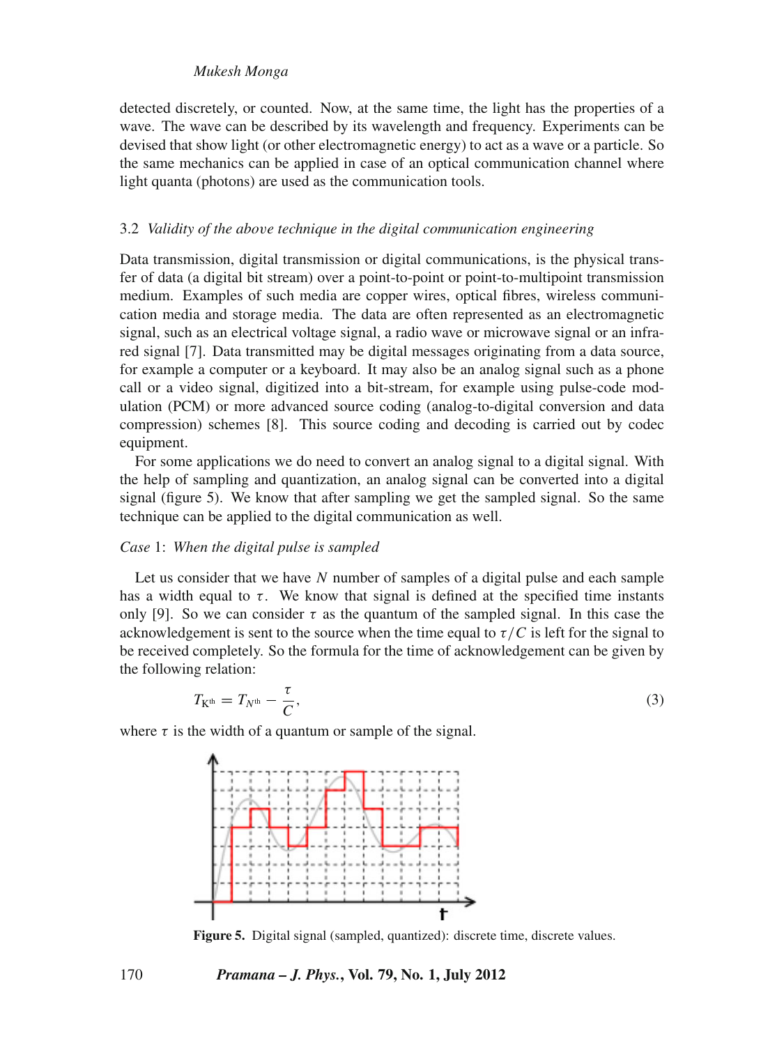detected discretely, or counted. Now, at the same time, the light has the properties of a wave. The wave can be described by its wavelength and frequency. Experiments can be devised that show light (or other electromagnetic energy) to act as a wave or a particle. So the same mechanics can be applied in case of an optical communication channel where light quanta (photons) are used as the communication tools.

### 3.2 *Validity of the above technique in the digital communication engineering*

Data transmission, digital transmission or digital communications, is the physical transfer of data (a digital bit stream) over a point-to-point or point-to-multipoint transmission medium. Examples of such media are copper wires, optical fibres, wireless communication media and storage media. The data are often represented as an electromagnetic signal, such as an electrical voltage signal, a radio wave or microwave signal or an infrared signal [7]. Data transmitted may be digital messages originating from a data source, for example a computer or a keyboard. It may also be an analog signal such as a phone call or a video signal, digitized into a bit-stream, for example using pulse-code modulation (PCM) or more advanced source coding (analog-to-digital conversion and data compression) schemes [8]. This source coding and decoding is carried out by codec equipment.

For some applications we do need to convert an analog signal to a digital signal. With the help of sampling and quantization, an analog signal can be converted into a digital signal (figure 5). We know that after sampling we get the sampled signal. So the same technique can be applied to the digital communication as well.

*Case* 1: *When the digital pulse is sampled*

Let us consider that we have $N$ number of samples of a digital pulse and each sample has a width equal to $\tau$. We know that signal is defined at the specified time instants only [9]. So we can consider $\tau$ as the quantum of the sampled signal. In this case the acknowledgement is sent to the source when the time equal to $\tau/C$ is left for the signal to be received completely. So the formula for the time of acknowledgement can be given by the following relation:

$$T_{\mathrm{K^{th}}} = T_{N^{\mathrm{th}}} - \frac{\tau}{C}, \tag{3}$$

where $\tau$ is the width of a quantum or sample of the signal.

**Figure 5.** Digital signal (sampled, quantized): discrete time, discrete values.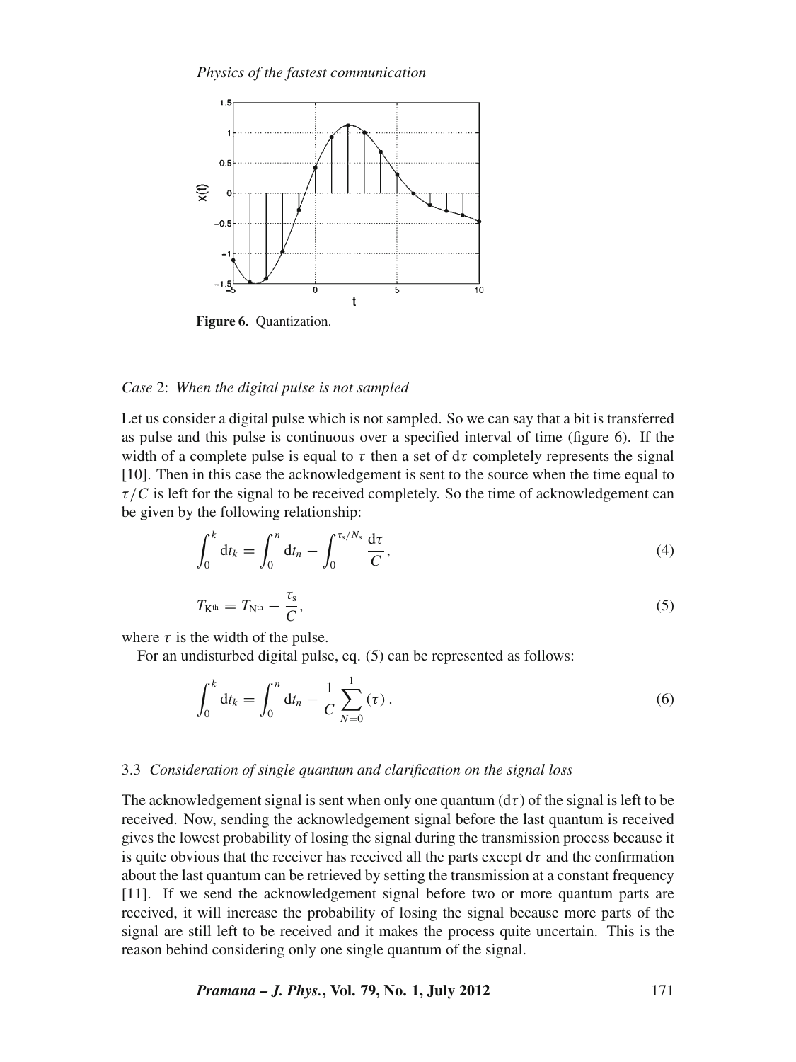Figure 6. Quantization.

*Case* 2: *When the digital pulse is not sampled*

Let us consider a digital pulse which is not sampled. So we can say that a bit is transferred as pulse and this pulse is continuous over a specified interval of time (figure 6). If the width of a complete pulse is equal to $\tau$ then a set of $\mathrm{d}\tau$ completely represents the signal [10]. Then in this case the acknowledgement is sent to the source when the time equal to $\tau/C$ is left for the signal to be received completely. So the time of acknowledgement can be given by the following relationship:

$$\int_0^k \mathrm{d}t_k = \int_0^n \mathrm{d}t_n - \int_0^{\tau_s/N_s} \frac{\mathrm{d}\tau}{C}, \tag{4}$$

$$T_{\mathrm{K^{th}}} = T_{\mathrm{N^{th}}} - \frac{\tau_s}{C}, \tag{5}$$

where $\tau$ is the width of the pulse.

For an undisturbed digital pulse, eq. (5) can be represented as follows:

$$\int_0^k \mathrm{d}t_k = \int_0^n \mathrm{d}t_n - \frac{1}{C}\sum_{N=0}^{1} (\tau). \tag{6}$$

### 3.3 *Consideration of single quantum and clarification on the signal loss*

The acknowledgement signal is sent when only one quantum ($\mathrm{d}\tau$) of the signal is left to be received. Now, sending the acknowledgement signal before the last quantum is received gives the lowest probability of losing the signal during the transmission process because it is quite obvious that the receiver has received all the parts except $\mathrm{d}\tau$ and the confirmation about the last quantum can be retrieved by setting the transmission at a constant frequency [11]. If we send the acknowledgement signal before two or more quantum parts are received, it will increase the probability of losing the signal because more parts of the signal are still left to be received and it makes the process quite uncertain. This is the reason behind considering only one single quantum of the signal.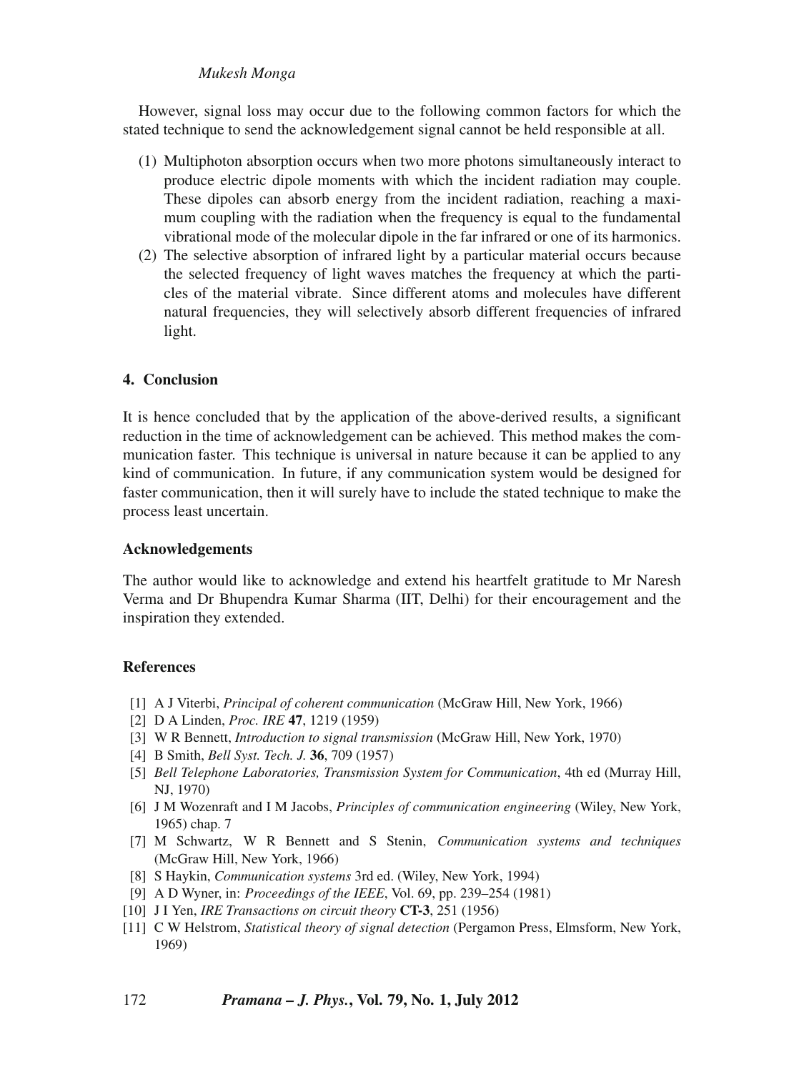However, signal loss may occur due to the following common factors for which the stated technique to send the acknowledgement signal cannot be held responsible at all.

(1) Multiphoton absorption occurs when two more photons simultaneously interact to produce electric dipole moments with which the incident radiation may couple. These dipoles can absorb energy from the incident radiation, reaching a maximum coupling with the radiation when the frequency is equal to the fundamental vibrational mode of the molecular dipole in the far infrared or one of its harmonics.

(2) The selective absorption of infrared light by a particular material occurs because the selected frequency of light waves matches the frequency at which the particles of the material vibrate. Since different atoms and molecules have different natural frequencies, they will selectively absorb different frequencies of infrared light.

## 4. Conclusion

It is hence concluded that by the application of the above-derived results, a significant reduction in the time of acknowledgement can be achieved. This method makes the communication faster. This technique is universal in nature because it can be applied to any kind of communication. In future, if any communication system would be designed for faster communication, then it will surely have to include the stated technique to make the process least uncertain.

### Acknowledgements

The author would like to acknowledge and extend his heartfelt gratitude to Mr Naresh Verma and Dr Bhupendra Kumar Sharma (IIT, Delhi) for their encouragement and the inspiration they extended.

### References

[1] A J Viterbi, *Principal of coherent communication* (McGraw Hill, New York, 1966)

[2] D A Linden, *Proc. IRE* **47**, 1219 (1959)

[3] W R Bennett, *Introduction to signal transmission* (McGraw Hill, New York, 1970)

[4] B Smith, *Bell Syst. Tech. J.* **36**, 709 (1957)

[5] *Bell Telephone Laboratories, Transmission System for Communication*, 4th ed (Murray Hill, NJ, 1970)

[6] J M Wozenraft and I M Jacobs, *Principles of communication engineering* (Wiley, New York, 1965) chap. 7

[7] M Schwartz, W R Bennett and S Stenin, *Communication systems and techniques* (McGraw Hill, New York, 1966)

[8] S Haykin, *Communication systems* 3rd ed. (Wiley, New York, 1994)

[9] A D Wyner, in: *Proceedings of the IEEE*, Vol. 69, pp. 239–254 (1981)

[10] J I Yen, *IRE Transactions on circuit theory* **CT-3**, 251 (1956)

[11] C W Helstrom, *Statistical theory of signal detection* (Pergamon Press, Elmsform, New York, 1969)